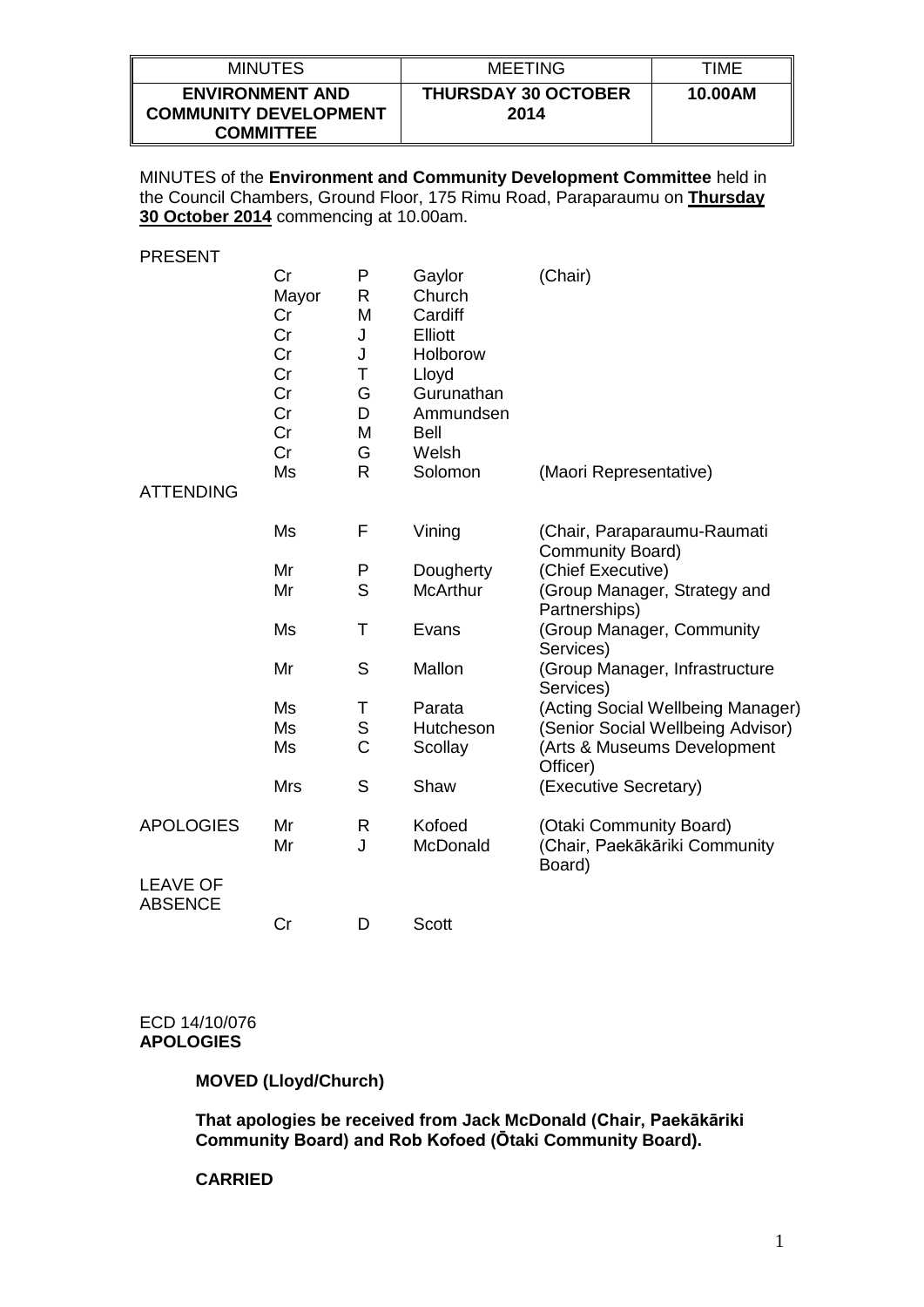| MINUTES | MEETING | TIME |
| --- | --- | --- |
| **ENVIRONMENT AND COMMUNITY DEVELOPMENT COMMITTEE** | **THURSDAY 30 OCTOBER 2014** | **10.00AM** |

MINUTES of the **Environment and Community Development Committee** held in the Council Chambers, Ground Floor, 175 Rimu Road, Paraparaumu on **Thursday 30 October 2014** commencing at 10.00am.

| | | | | |
| --- | --- | --- | --- | --- |
| PRESENT | Cr | P | Gaylor | (Chair) |
| | Mayor | R | Church | |
| | Cr | M | Cardiff | |
| | Cr | J | Elliott | |
| | Cr | J | Holborow | |
| | Cr | T | Lloyd | |
| | Cr | G | Gurunathan | |
| | Cr | D | Ammundsen | |
| | Cr | M | Bell | |
| | Cr | G | Welsh | |
| | Ms | R | Solomon | (Maori Representative) |
| ATTENDING | | | | |
| | Ms | F | Vining | (Chair, Paraparaumu-Raumati Community Board) |
| | Mr | P | Dougherty | (Chief Executive) |
| | Mr | S | McArthur | (Group Manager, Strategy and Partnerships) |
| | Ms | T | Evans | (Group Manager, Community Services) |
| | Mr | S | Mallon | (Group Manager, Infrastructure Services) |
| | Ms | T | Parata | (Acting Social Wellbeing Manager) |
| | Ms | S | Hutcheson | (Senior Social Wellbeing Advisor) |
| | Ms | C | Scollay | (Arts & Museums Development Officer) |
| | Mrs | S | Shaw | (Executive Secretary) |
| APOLOGIES | Mr | R | Kofoed | (Otaki Community Board) |
| | Mr | J | McDonald | (Chair, Paekākāriki Community Board) |
| LEAVE OF ABSENCE | | | | |
| | Cr | D | Scott | |

ECD 14/10/076
**APOLOGIES**

**MOVED (Lloyd/Church)**

**That apologies be received from Jack McDonald (Chair, Paekākāriki Community Board) and Rob Kofoed (Ōtaki Community Board).**

**CARRIED**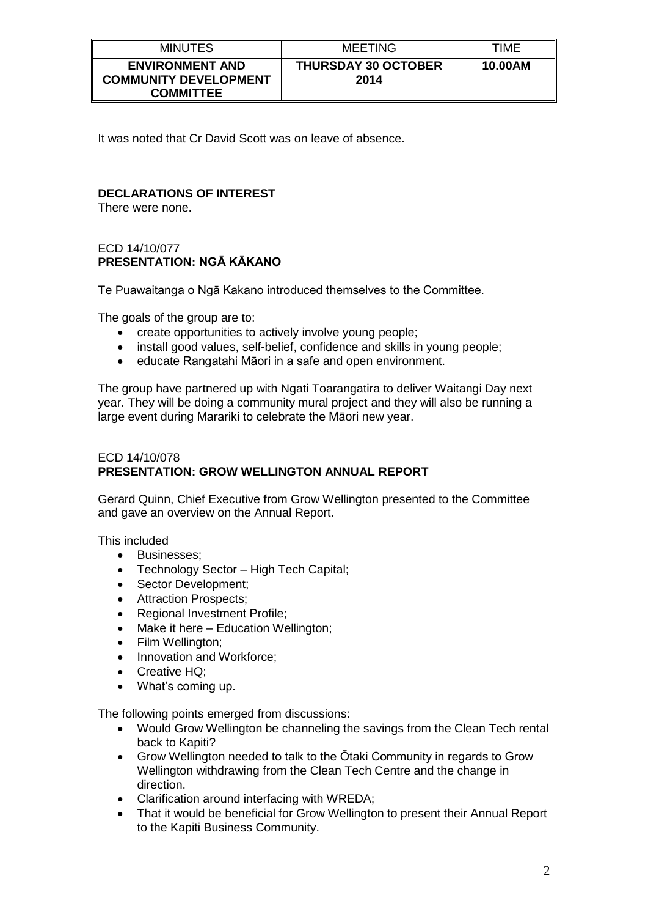| MINUTES | MEETING | TIME |
|---|---|---|
| **ENVIRONMENT AND COMMUNITY DEVELOPMENT COMMITTEE** | **THURSDAY 30 OCTOBER 2014** | **10.00AM** |

It was noted that Cr David Scott was on leave of absence.

**DECLARATIONS OF INTEREST**

There were none.

ECD 14/10/077
**PRESENTATION: NGĀ KĀKANO**

Te Puawaitanga o Ngā Kakano introduced themselves to the Committee.

The goals of the group are to:

- create opportunities to actively involve young people;
- install good values, self-belief, confidence and skills in young people;
- educate Rangatahi Māori in a safe and open environment.

The group have partnered up with Ngati Toarangatira to deliver Waitangi Day next year. They will be doing a community mural project and they will also be running a large event during Matariki to celebrate the Māori new year.

ECD 14/10/078
**PRESENTATION: GROW WELLINGTON ANNUAL REPORT**

Gerard Quinn, Chief Executive from Grow Wellington presented to the Committee and gave an overview on the Annual Report.

This included

- Businesses;
- Technology Sector – High Tech Capital;
- Sector Development;
- Attraction Prospects;
- Regional Investment Profile;
- Make it here – Education Wellington;
- Film Wellington;
- Innovation and Workforce;
- Creative HQ;
- What's coming up.

The following points emerged from discussions:

- Would Grow Wellington be channeling the savings from the Clean Tech rental back to Kapiti?
- Grow Wellington needed to talk to the Ōtaki Community in regards to Grow Wellington withdrawing from the Clean Tech Centre and the change in direction.
- Clarification around interfacing with WREDA;
- That it would be beneficial for Grow Wellington to present their Annual Report to the Kapiti Business Community.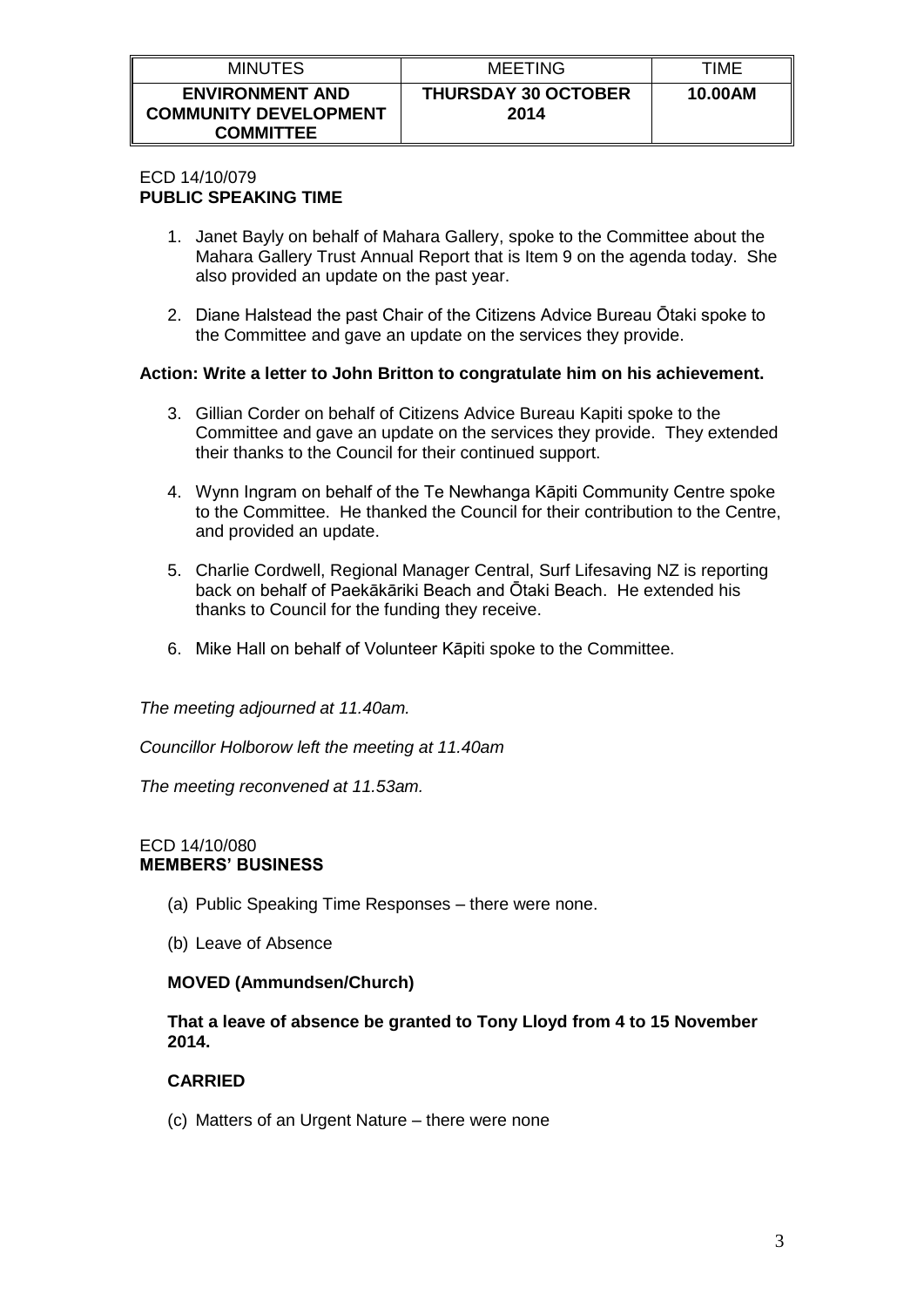| MINUTES | MEETING | TIME |
| --- | --- | --- |
| **ENVIRONMENT AND COMMUNITY DEVELOPMENT COMMITTEE** | **THURSDAY 30 OCTOBER 2014** | **10.00AM** |

ECD 14/10/079
**PUBLIC SPEAKING TIME**

1. Janet Bayly on behalf of Mahara Gallery, spoke to the Committee about the Mahara Gallery Trust Annual Report that is Item 9 on the agenda today. She also provided an update on the past year.

2. Diane Halstead the past Chair of the Citizens Advice Bureau Ōtaki spoke to the Committee and gave an update on the services they provide.

**Action: Write a letter to John Britton to congratulate him on his achievement.**

3. Gillian Corder on behalf of Citizens Advice Bureau Kapiti spoke to the Committee and gave an update on the services they provide. They extended their thanks to the Council for their continued support.

4. Wynn Ingram on behalf of the Te Newhanga Kāpiti Community Centre spoke to the Committee. He thanked the Council for their contribution to the Centre, and provided an update.

5. Charlie Cordwell, Regional Manager Central, Surf Lifesaving NZ is reporting back on behalf of Paekākāriki Beach and Ōtaki Beach. He extended his thanks to Council for the funding they receive.

6. Mike Hall on behalf of Volunteer Kāpiti spoke to the Committee.

*The meeting adjourned at 11.40am.*

*Councillor Holborow left the meeting at 11.40am*

*The meeting reconvened at 11.53am.*

ECD 14/10/080
**MEMBERS' BUSINESS**

(a) Public Speaking Time Responses – there were none.

(b) Leave of Absence

**MOVED (Ammundsen/Church)**

**That a leave of absence be granted to Tony Lloyd from 4 to 15 November 2014.**

**CARRIED**

(c) Matters of an Urgent Nature – there were none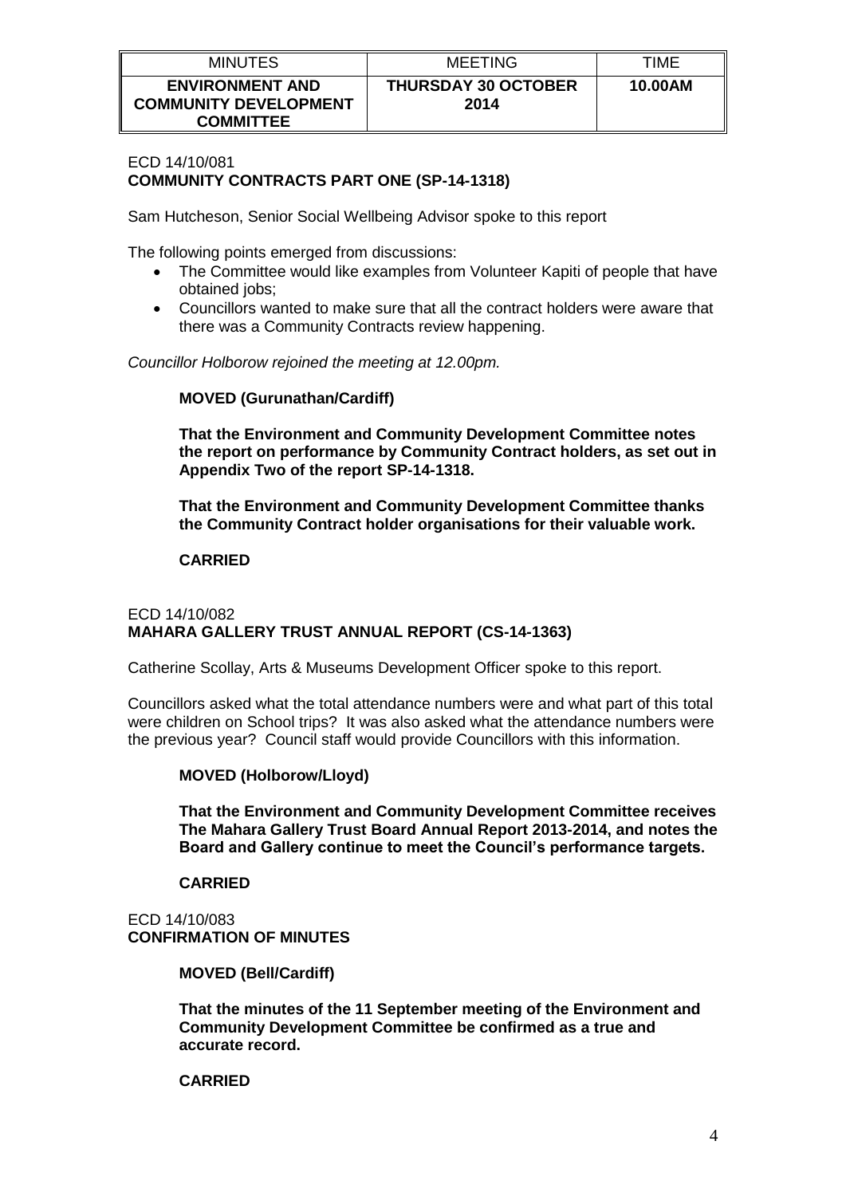| MINUTES | MEETING | TIME |
|---|---|---|
| **ENVIRONMENT AND COMMUNITY DEVELOPMENT COMMITTEE** | **THURSDAY 30 OCTOBER 2014** | **10.00AM** |

ECD 14/10/081
**COMMUNITY CONTRACTS PART ONE (SP-14-1318)**

Sam Hutcheson, Senior Social Wellbeing Advisor spoke to this report

The following points emerged from discussions:

- The Committee would like examples from Volunteer Kapiti of people that have obtained jobs;
- Councillors wanted to make sure that all the contract holders were aware that there was a Community Contracts review happening.

*Councillor Holborow rejoined the meeting at 12.00pm.*

**MOVED (Gurunathan/Cardiff)**

**That the Environment and Community Development Committee notes the report on performance by Community Contract holders, as set out in Appendix Two of the report SP-14-1318.**

**That the Environment and Community Development Committee thanks the Community Contract holder organisations for their valuable work.**

**CARRIED**

ECD 14/10/082
**MAHARA GALLERY TRUST ANNUAL REPORT (CS-14-1363)**

Catherine Scollay, Arts & Museums Development Officer spoke to this report.

Councillors asked what the total attendance numbers were and what part of this total were children on School trips? It was also asked what the attendance numbers were the previous year? Council staff would provide Councillors with this information.

**MOVED (Holborow/Lloyd)**

**That the Environment and Community Development Committee receives The Mahara Gallery Trust Board Annual Report 2013-2014, and notes the Board and Gallery continue to meet the Council's performance targets.**

**CARRIED**

ECD 14/10/083
**CONFIRMATION OF MINUTES**

**MOVED (Bell/Cardiff)**

**That the minutes of the 11 September meeting of the Environment and Community Development Committee be confirmed as a true and accurate record.**

**CARRIED**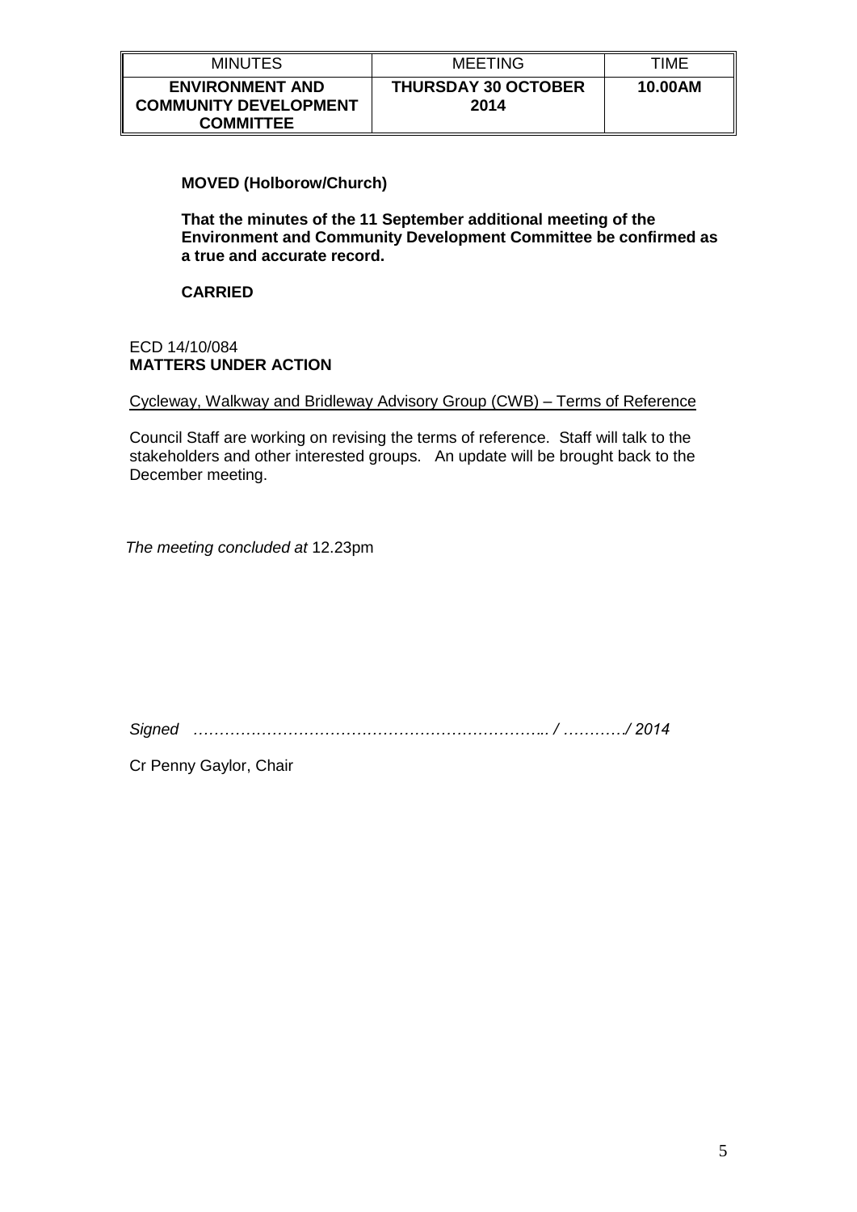**MOVED (Holborow/Church)**

**That the minutes of the 11 September additional meeting of the Environment and Community Development Committee be confirmed as a true and accurate record.**

**CARRIED**

ECD 14/10/084
**MATTERS UNDER ACTION**

Cycleway, Walkway and Bridleway Advisory Group (CWB) – Terms of Reference

Council Staff are working on revising the terms of reference. Staff will talk to the stakeholders and other interested groups. An update will be brought back to the December meeting.

*The meeting concluded at* 12.23pm

*Signed ………………………………………………………….. / …………/ 2014*

Cr Penny Gaylor, Chair